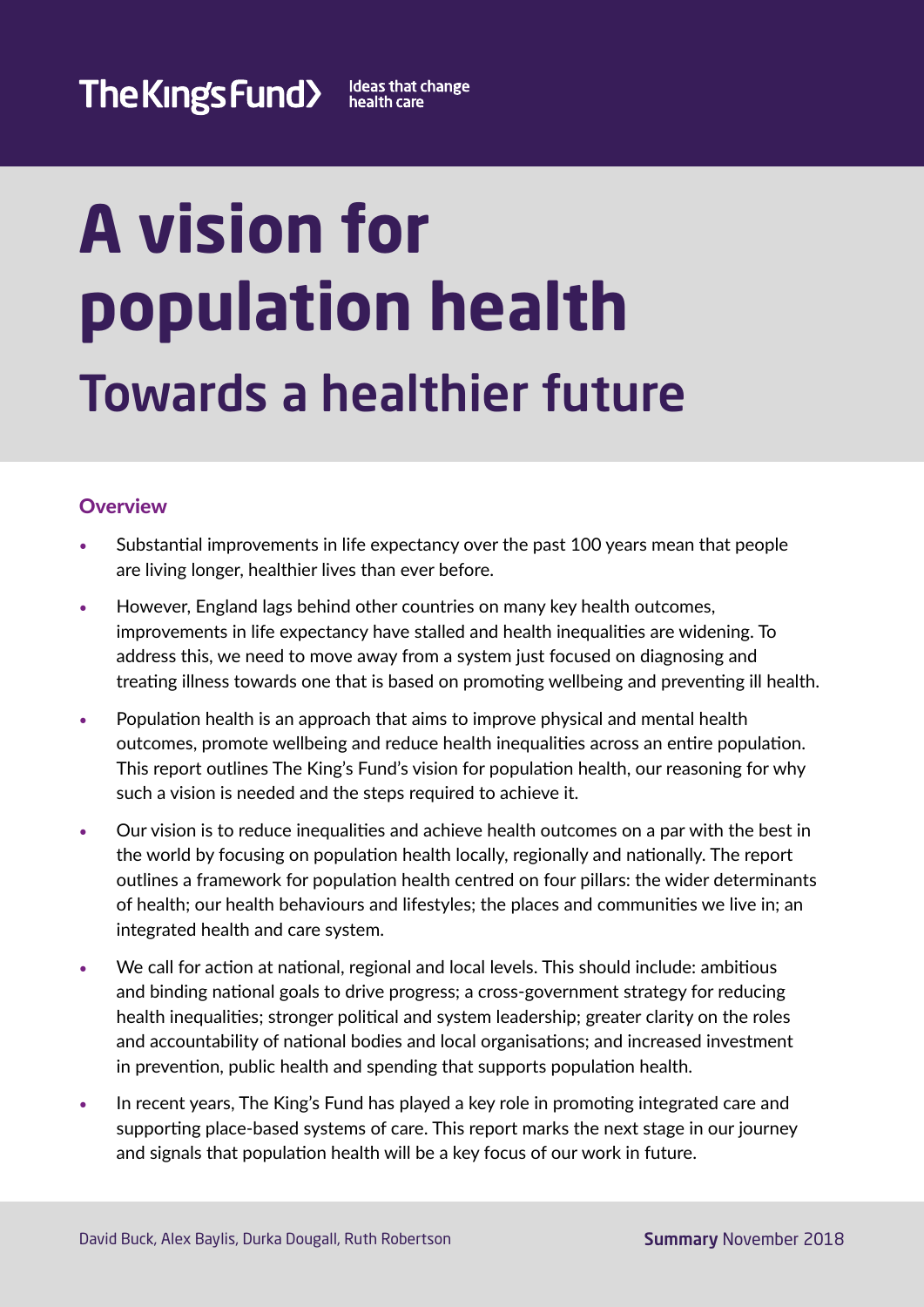The King's Fund — Ideas that change health care

# A vision for population health

## Towards a healthier future

### Overview

- Substantial improvements in life expectancy over the past 100 years mean that people are living longer, healthier lives than ever before.
- However, England lags behind other countries on many key health outcomes, improvements in life expectancy have stalled and health inequalities are widening. To address this, we need to move away from a system just focused on diagnosing and treating illness towards one that is based on promoting wellbeing and preventing ill health.
- Population health is an approach that aims to improve physical and mental health outcomes, promote wellbeing and reduce health inequalities across an entire population. This report outlines The King's Fund's vision for population health, our reasoning for why such a vision is needed and the steps required to achieve it.
- Our vision is to reduce inequalities and achieve health outcomes on a par with the best in the world by focusing on population health locally, regionally and nationally. The report outlines a framework for population health centred on four pillars: the wider determinants of health; our health behaviours and lifestyles; the places and communities we live in; an integrated health and care system.
- We call for action at national, regional and local levels. This should include: ambitious and binding national goals to drive progress; a cross-government strategy for reducing health inequalities; stronger political and system leadership; greater clarity on the roles and accountability of national bodies and local organisations; and increased investment in prevention, public health and spending that supports population health.
- In recent years, The King's Fund has played a key role in promoting integrated care and supporting place-based systems of care. This report marks the next stage in our journey and signals that population health will be a key focus of our work in future.

David Buck, Alex Baylis, Durka Dougall, Ruth Robertson

**Summary** November 2018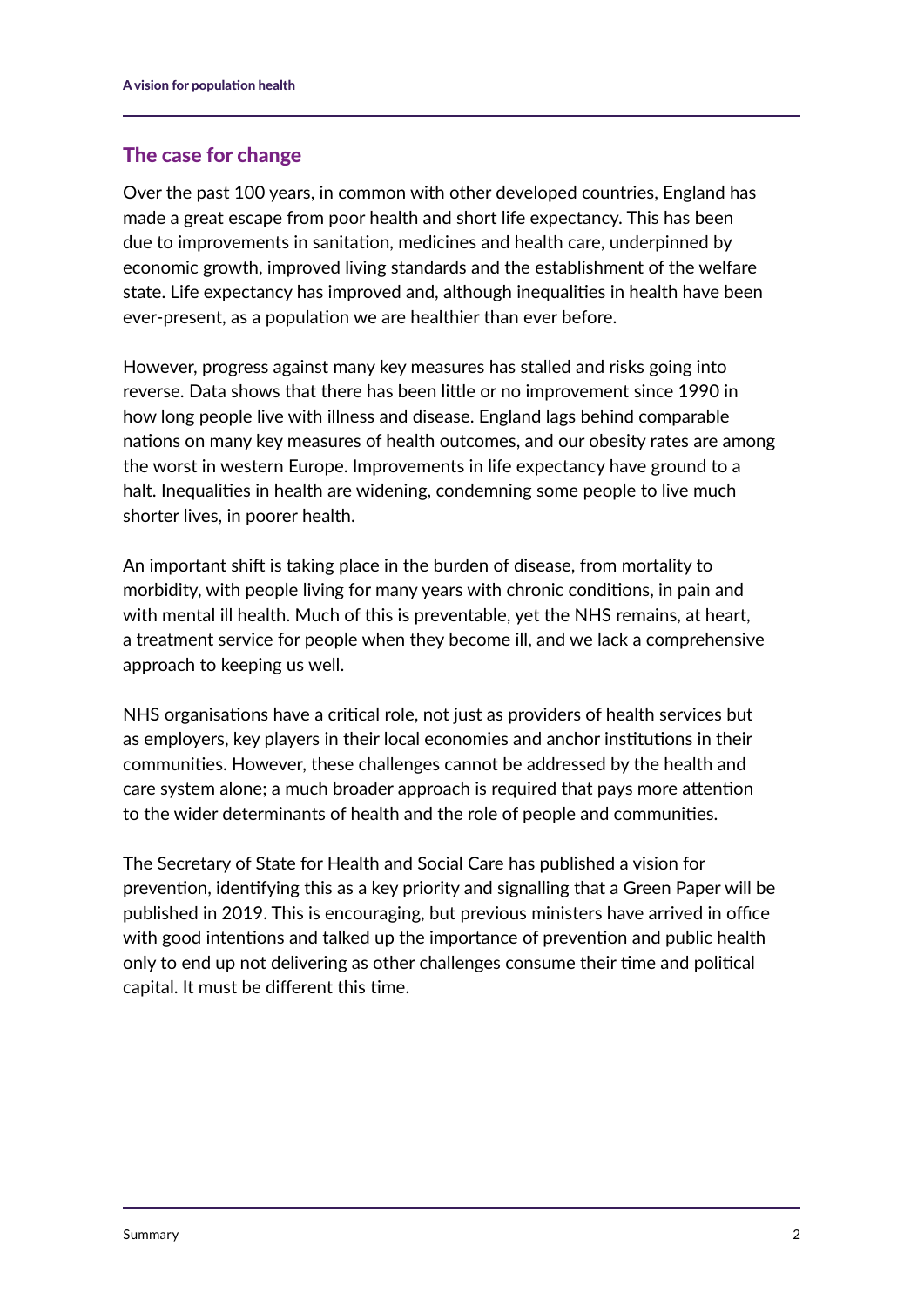## The case for change

Over the past 100 years, in common with other developed countries, England has made a great escape from poor health and short life expectancy. This has been due to improvements in sanitation, medicines and health care, underpinned by economic growth, improved living standards and the establishment of the welfare state. Life expectancy has improved and, although inequalities in health have been ever-present, as a population we are healthier than ever before.

However, progress against many key measures has stalled and risks going into reverse. Data shows that there has been little or no improvement since 1990 in how long people live with illness and disease. England lags behind comparable nations on many key measures of health outcomes, and our obesity rates are among the worst in western Europe. Improvements in life expectancy have ground to a halt. Inequalities in health are widening, condemning some people to live much shorter lives, in poorer health.

An important shift is taking place in the burden of disease, from mortality to morbidity, with people living for many years with chronic conditions, in pain and with mental ill health. Much of this is preventable, yet the NHS remains, at heart, a treatment service for people when they become ill, and we lack a comprehensive approach to keeping us well.

NHS organisations have a critical role, not just as providers of health services but as employers, key players in their local economies and anchor institutions in their communities. However, these challenges cannot be addressed by the health and care system alone; a much broader approach is required that pays more attention to the wider determinants of health and the role of people and communities.

The Secretary of State for Health and Social Care has published a vision for prevention, identifying this as a key priority and signalling that a Green Paper will be published in 2019. This is encouraging, but previous ministers have arrived in office with good intentions and talked up the importance of prevention and public health only to end up not delivering as other challenges consume their time and political capital. It must be different this time.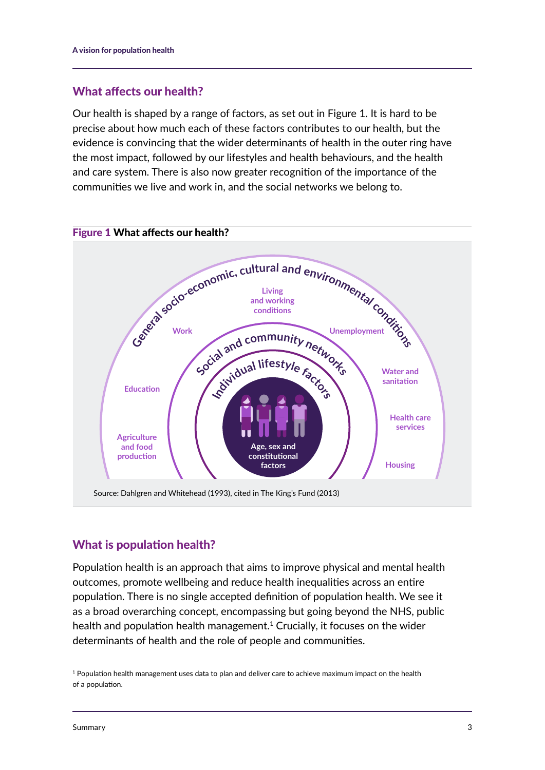## What affects our health?

Our health is shaped by a range of factors, as set out in Figure 1. It is hard to be precise about how much each of these factors contributes to our health, but the evidence is convincing that the wider determinants of health in the outer ring have the most impact, followed by our lifestyles and health behaviours, and the health and care system. There is also now greater recognition of the importance of the communities we live and work in, and the social networks we belong to.

**Figure 1 What affects our health?**

General socio-economic, cultural and environmental conditions

Living and working conditions

Work

Unemployment

Education

Water and sanitation

Health care services

Agriculture and food production

Housing

Social and community networks

Individual lifestyle factors

Age, sex and constitutional factors

Source: Dahlgren and Whitehead (1993), cited in The King's Fund (2013)

## What is population health?

Population health is an approach that aims to improve physical and mental health outcomes, promote wellbeing and reduce health inequalities across an entire population. There is no single accepted definition of population health. We see it as a broad overarching concept, encompassing but going beyond the NHS, public health and population health management.[1] Crucially, it focuses on the wider determinants of health and the role of people and communities.

[1] Population health management uses data to plan and deliver care to achieve maximum impact on the health of a population.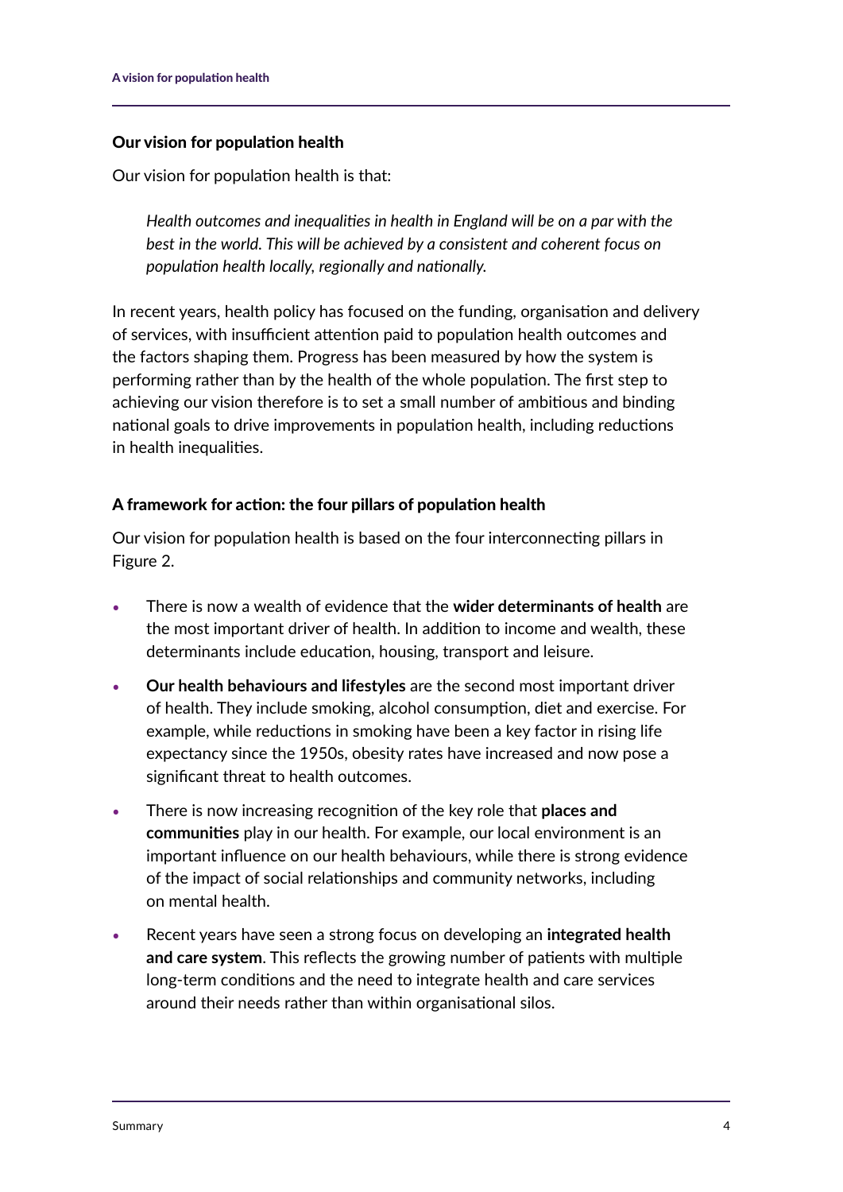## Our vision for population health

Our vision for population health is that:

> *Health outcomes and inequalities in health in England will be on a par with the best in the world. This will be achieved by a consistent and coherent focus on population health locally, regionally and nationally.*

In recent years, health policy has focused on the funding, organisation and delivery of services, with insufficient attention paid to population health outcomes and the factors shaping them. Progress has been measured by how the system is performing rather than by the health of the whole population. The first step to achieving our vision therefore is to set a small number of ambitious and binding national goals to drive improvements in population health, including reductions in health inequalities.

## A framework for action: the four pillars of population health

Our vision for population health is based on the four interconnecting pillars in Figure 2.

- There is now a wealth of evidence that the **wider determinants of health** are the most important driver of health. In addition to income and wealth, these determinants include education, housing, transport and leisure.
- **Our health behaviours and lifestyles** are the second most important driver of health. They include smoking, alcohol consumption, diet and exercise. For example, while reductions in smoking have been a key factor in rising life expectancy since the 1950s, obesity rates have increased and now pose a significant threat to health outcomes.
- There is now increasing recognition of the key role that **places and communities** play in our health. For example, our local environment is an important influence on our health behaviours, while there is strong evidence of the impact of social relationships and community networks, including on mental health.
- Recent years have seen a strong focus on developing an **integrated health and care system**. This reflects the growing number of patients with multiple long-term conditions and the need to integrate health and care services around their needs rather than within organisational silos.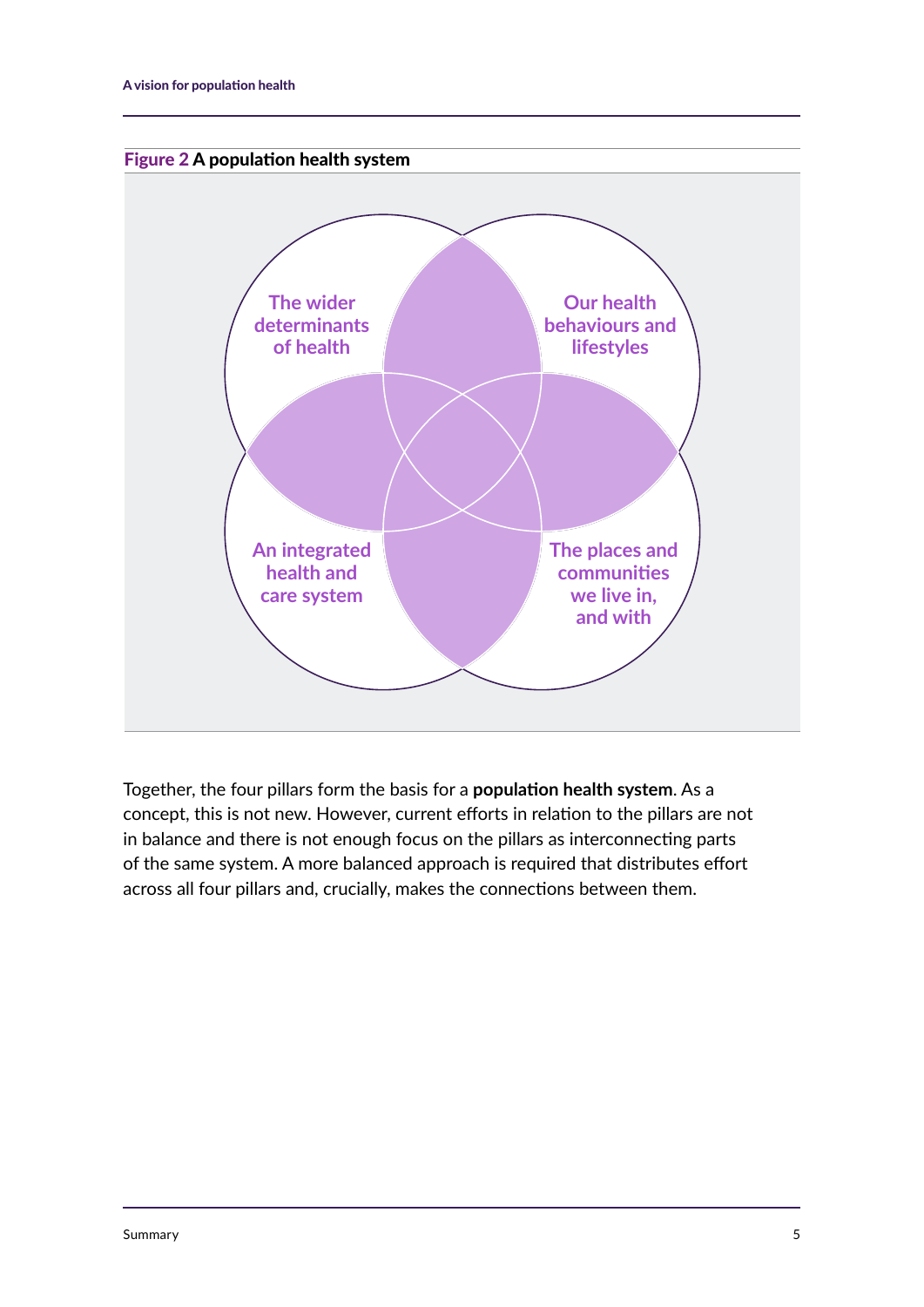**Figure 2** **A population health system**

The wider determinants of health

Our health behaviours and lifestyles

An integrated health and care system

The places and communities we live in, and with

Together, the four pillars form the basis for a **population health system**. As a concept, this is not new. However, current efforts in relation to the pillars are not in balance and there is not enough focus on the pillars as interconnecting parts of the same system. A more balanced approach is required that distributes effort across all four pillars and, crucially, makes the connections between them.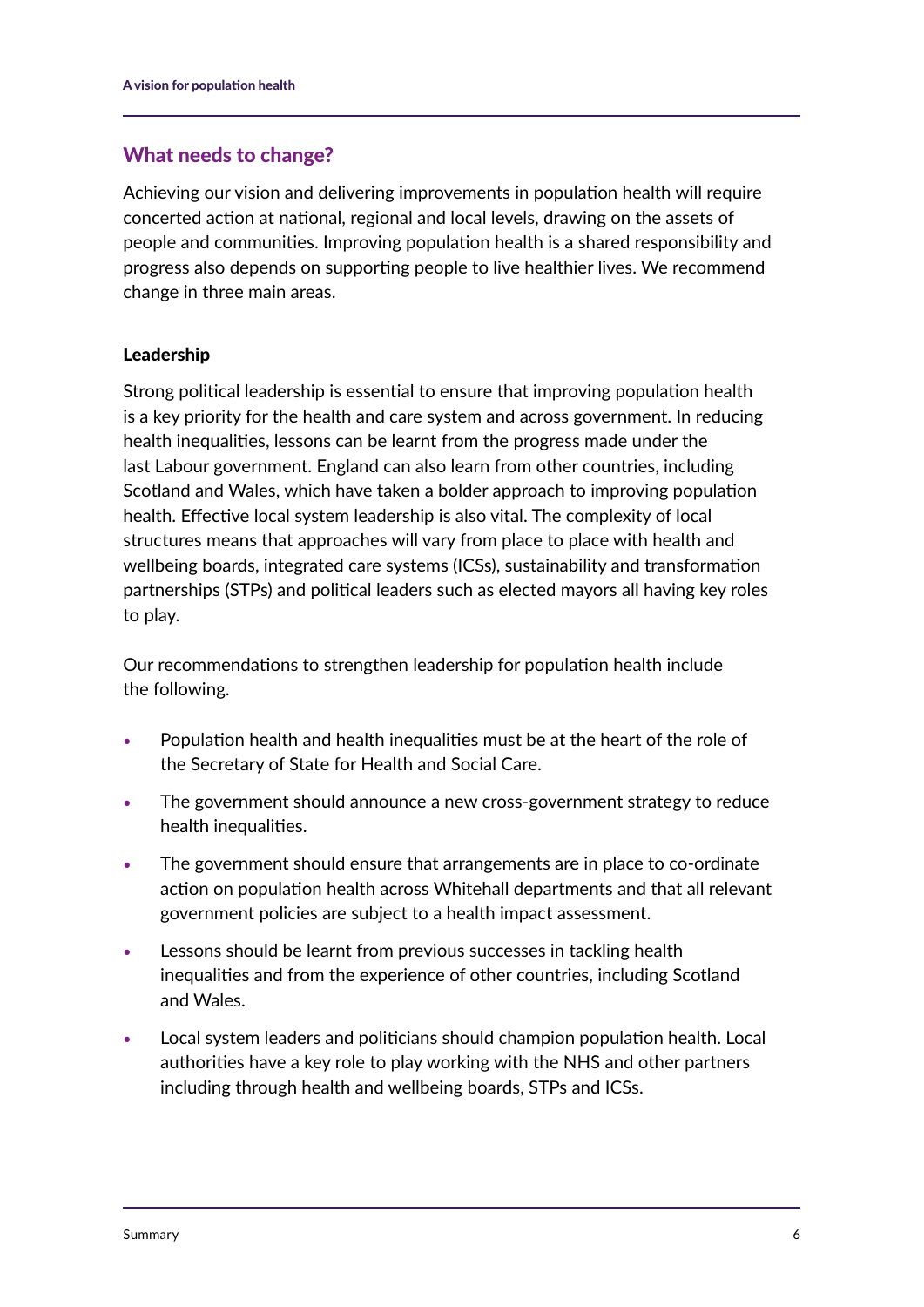## What needs to change?

Achieving our vision and delivering improvements in population health will require concerted action at national, regional and local levels, drawing on the assets of people and communities. Improving population health is a shared responsibility and progress also depends on supporting people to live healthier lives. We recommend change in three main areas.

### Leadership

Strong political leadership is essential to ensure that improving population health is a key priority for the health and care system and across government. In reducing health inequalities, lessons can be learnt from the progress made under the last Labour government. England can also learn from other countries, including Scotland and Wales, which have taken a bolder approach to improving population health. Effective local system leadership is also vital. The complexity of local structures means that approaches will vary from place to place with health and wellbeing boards, integrated care systems (ICSs), sustainability and transformation partnerships (STPs) and political leaders such as elected mayors all having key roles to play.

Our recommendations to strengthen leadership for population health include the following.

- Population health and health inequalities must be at the heart of the role of the Secretary of State for Health and Social Care.
- The government should announce a new cross-government strategy to reduce health inequalities.
- The government should ensure that arrangements are in place to co-ordinate action on population health across Whitehall departments and that all relevant government policies are subject to a health impact assessment.
- Lessons should be learnt from previous successes in tackling health inequalities and from the experience of other countries, including Scotland and Wales.
- Local system leaders and politicians should champion population health. Local authorities have a key role to play working with the NHS and other partners including through health and wellbeing boards, STPs and ICSs.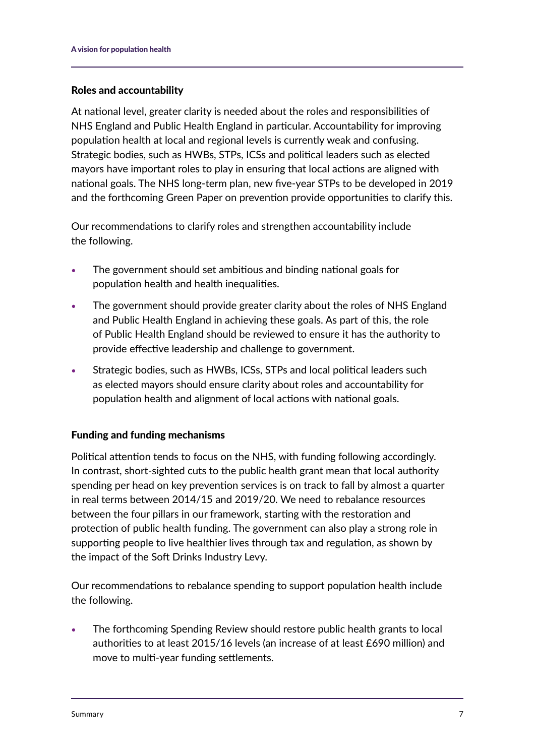### Roles and accountability

At national level, greater clarity is needed about the roles and responsibilities of NHS England and Public Health England in particular. Accountability for improving population health at local and regional levels is currently weak and confusing. Strategic bodies, such as HWBs, STPs, ICSs and political leaders such as elected mayors have important roles to play in ensuring that local actions are aligned with national goals. The NHS long-term plan, new five-year STPs to be developed in 2019 and the forthcoming Green Paper on prevention provide opportunities to clarify this.

Our recommendations to clarify roles and strengthen accountability include the following.

- The government should set ambitious and binding national goals for population health and health inequalities.
- The government should provide greater clarity about the roles of NHS England and Public Health England in achieving these goals. As part of this, the role of Public Health England should be reviewed to ensure it has the authority to provide effective leadership and challenge to government.
- Strategic bodies, such as HWBs, ICSs, STPs and local political leaders such as elected mayors should ensure clarity about roles and accountability for population health and alignment of local actions with national goals.

### Funding and funding mechanisms

Political attention tends to focus on the NHS, with funding following accordingly. In contrast, short-sighted cuts to the public health grant mean that local authority spending per head on key prevention services is on track to fall by almost a quarter in real terms between 2014/15 and 2019/20. We need to rebalance resources between the four pillars in our framework, starting with the restoration and protection of public health funding. The government can also play a strong role in supporting people to live healthier lives through tax and regulation, as shown by the impact of the Soft Drinks Industry Levy.

Our recommendations to rebalance spending to support population health include the following.

- The forthcoming Spending Review should restore public health grants to local authorities to at least 2015/16 levels (an increase of at least £690 million) and move to multi-year funding settlements.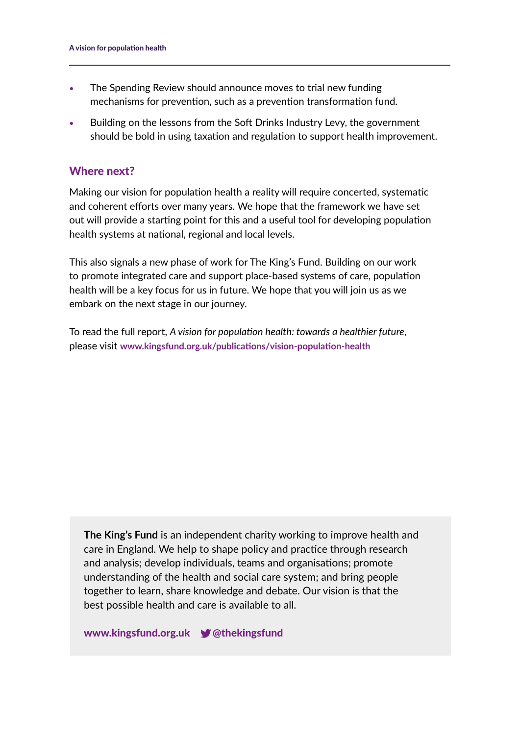- The Spending Review should announce moves to trial new funding mechanisms for prevention, such as a prevention transformation fund.
- Building on the lessons from the Soft Drinks Industry Levy, the government should be bold in using taxation and regulation to support health improvement.

## Where next?

Making our vision for population health a reality will require concerted, systematic and coherent efforts over many years. We hope that the framework we have set out will provide a starting point for this and a useful tool for developing population health systems at national, regional and local levels.

This also signals a new phase of work for The King's Fund. Building on our work to promote integrated care and support place-based systems of care, population health will be a key focus for us in future. We hope that you will join us as we embark on the next stage in our journey.

To read the full report, *A vision for population health: towards a healthier future*, please visit **www.kingsfund.org.uk/publications/vision-population-health**

**The King's Fund** is an independent charity working to improve health and care in England. We help to shape policy and practice through research and analysis; develop individuals, teams and organisations; promote understanding of the health and social care system; and bring people together to learn, share knowledge and debate. Our vision is that the best possible health and care is available to all.

**www.kingsfund.org.uk** **@thekingsfund**